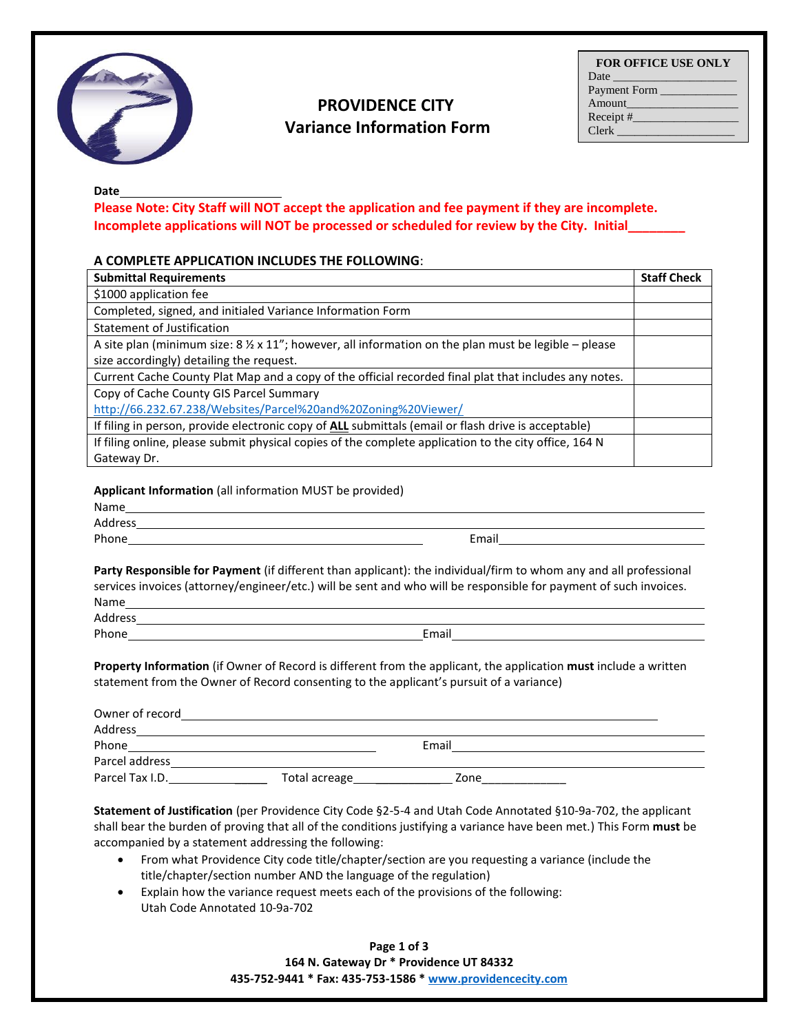| FOR OFFICE USE ONLY |
|---|
| Date ____________________ |
| Payment Form ____________ |
| Amount__________________ |
| Receipt #________________ |
| Clerk ___________________ |

# PROVIDENCE CITY
## Variance Information Form

**Date**________________________

**Please Note: City Staff will NOT accept the application and fee payment if they are incomplete. Incomplete applications will NOT be processed or scheduled for review by the City. Initial________**

**A COMPLETE APPLICATION INCLUDES THE FOLLOWING**:

| **Submittal Requirements** | **Staff Check** |
|---|---|
| $1000 application fee | |
| Completed, signed, and initialed Variance Information Form | |
| Statement of Justification | |
| A site plan (minimum size: 8 ½ x 11"; however, all information on the plan must be legible – please size accordingly) detailing the request. | |
| Current Cache County Plat Map and a copy of the official recorded final plat that includes any notes. | |
| Copy of Cache County GIS Parcel Summary http://66.232.67.238/Websites/Parcel%20and%20Zoning%20Viewer/ | |
| If filing in person, provide electronic copy of **ALL** submittals (email or flash drive is acceptable) | |
| If filing online, please submit physical copies of the complete application to the city office, 164 N Gateway Dr. | |

**Applicant Information** (all information MUST be provided)

Name________________________________________________________________

Address______________________________________________________________

Phone_____________________________________ Email_____________________________

**Party Responsible for Payment** (if different than applicant): the individual/firm to whom any and all professional services invoices (attorney/engineer/etc.) will be sent and who will be responsible for payment of such invoices.

Name________________________________________________________________

Address______________________________________________________________

Phone_____________________________________ Email_____________________________

**Property Information** (if Owner of Record is different from the applicant, the application **must** include a written statement from the Owner of Record consenting to the applicant's pursuit of a variance)

Owner of record_______________________________________________________

Address______________________________________________________________

Phone_________________________________ Email_________________________________

Parcel address_________________________________________________________

Parcel Tax I.D.________________ Total acreage_______________ Zone_____________

**Statement of Justification** (per Providence City Code §2-5-4 and Utah Code Annotated §10-9a-702, the applicant shall bear the burden of proving that all of the conditions justifying a variance have been met.) This Form **must** be accompanied by a statement addressing the following:

- From what Providence City code title/chapter/section are you requesting a variance (include the title/chapter/section number AND the language of the regulation)
- Explain how the variance request meets each of the provisions of the following:
  Utah Code Annotated 10-9a-702

164 N. Gateway Dr * Providence UT 84332
435-752-9441 * Fax: 435-753-1586 * www.providencecity.com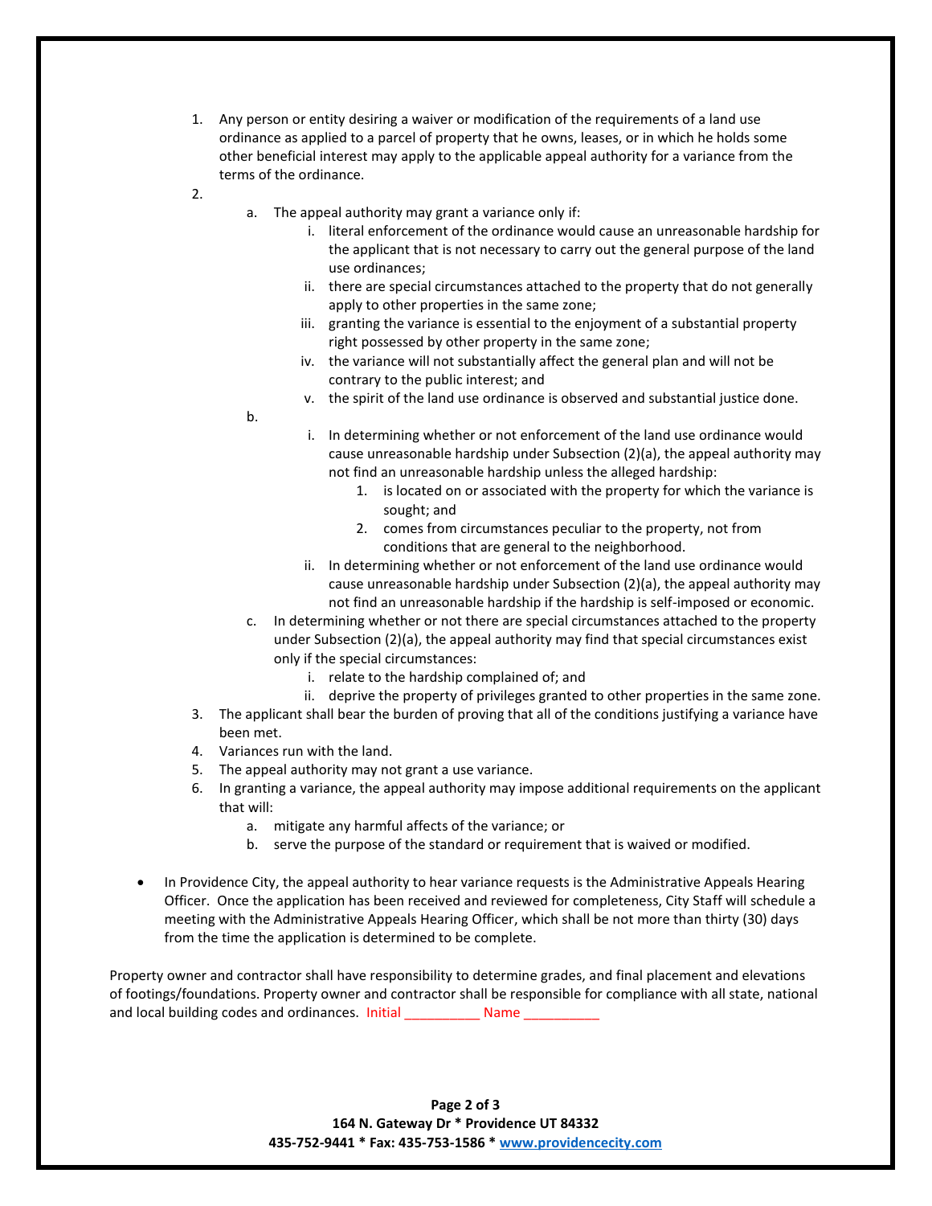1. Any person or entity desiring a waiver or modification of the requirements of a land use ordinance as applied to a parcel of property that he owns, leases, or in which he holds some other beneficial interest may apply to the applicable appeal authority for a variance from the terms of the ordinance.
2. 
    a. The appeal authority may grant a variance only if:
        i. literal enforcement of the ordinance would cause an unreasonable hardship for the applicant that is not necessary to carry out the general purpose of the land use ordinances;
        ii. there are special circumstances attached to the property that do not generally apply to other properties in the same zone;
        iii. granting the variance is essential to the enjoyment of a substantial property right possessed by other property in the same zone;
        iv. the variance will not substantially affect the general plan and will not be contrary to the public interest; and
        v. the spirit of the land use ordinance is observed and substantial justice done.
    b. 
        i. In determining whether or not enforcement of the land use ordinance would cause unreasonable hardship under Subsection (2)(a), the appeal authority may not find an unreasonable hardship unless the alleged hardship:
            1. is located on or associated with the property for which the variance is sought; and
            2. comes from circumstances peculiar to the property, not from conditions that are general to the neighborhood.
        ii. In determining whether or not enforcement of the land use ordinance would cause unreasonable hardship under Subsection (2)(a), the appeal authority may not find an unreasonable hardship if the hardship is self-imposed or economic.
    c. In determining whether or not there are special circumstances attached to the property under Subsection (2)(a), the appeal authority may find that special circumstances exist only if the special circumstances:
        i. relate to the hardship complained of; and
        ii. deprive the property of privileges granted to other properties in the same zone.
3. The applicant shall bear the burden of proving that all of the conditions justifying a variance have been met.
4. Variances run with the land.
5. The appeal authority may not grant a use variance.
6. In granting a variance, the appeal authority may impose additional requirements on the applicant that will:
    a. mitigate any harmful affects of the variance; or
    b. serve the purpose of the standard or requirement that is waived or modified.

- In Providence City, the appeal authority to hear variance requests is the Administrative Appeals Hearing Officer. Once the application has been received and reviewed for completeness, City Staff will schedule a meeting with the Administrative Appeals Hearing Officer, which shall be not more than thirty (30) days from the time the application is determined to be complete.

Property owner and contractor shall have responsibility to determine grades, and final placement and elevations of footings/foundations. Property owner and contractor shall be responsible for compliance with all state, national and local building codes and ordinances. Initial __________ Name __________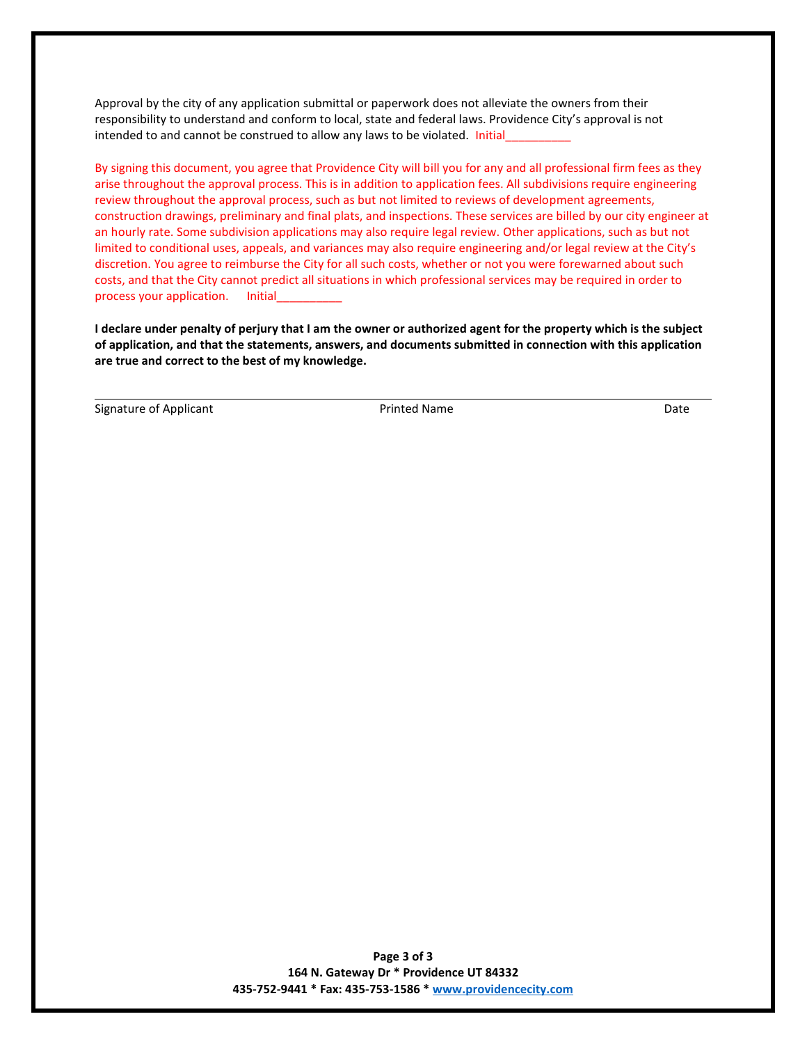Approval by the city of any application submittal or paperwork does not alleviate the owners from their responsibility to understand and conform to local, state and federal laws. Providence City's approval is not intended to and cannot be construed to allow any laws to be violated. Initial__________

By signing this document, you agree that Providence City will bill you for any and all professional firm fees as they arise throughout the approval process. This is in addition to application fees. All subdivisions require engineering review throughout the approval process, such as but not limited to reviews of development agreements, construction drawings, preliminary and final plats, and inspections. These services are billed by our city engineer at an hourly rate. Some subdivision applications may also require legal review. Other applications, such as but not limited to conditional uses, appeals, and variances may also require engineering and/or legal review at the City's discretion. You agree to reimburse the City for all such costs, whether or not you were forewarned about such costs, and that the City cannot predict all situations in which professional services may be required in order to process your application. Initial__________

**I declare under penalty of perjury that I am the owner or authorized agent for the property which is the subject of application, and that the statements, answers, and documents submitted in connection with this application are true and correct to the best of my knowledge.**

______________________________________________________________________________

Signature of Applicant　　　　　　　　Printed Name　　　　　　　　Date

**164 N. Gateway Dr * Providence UT 84332**
**435-752-9441 * Fax: 435-753-1586 * www.providencecity.com**